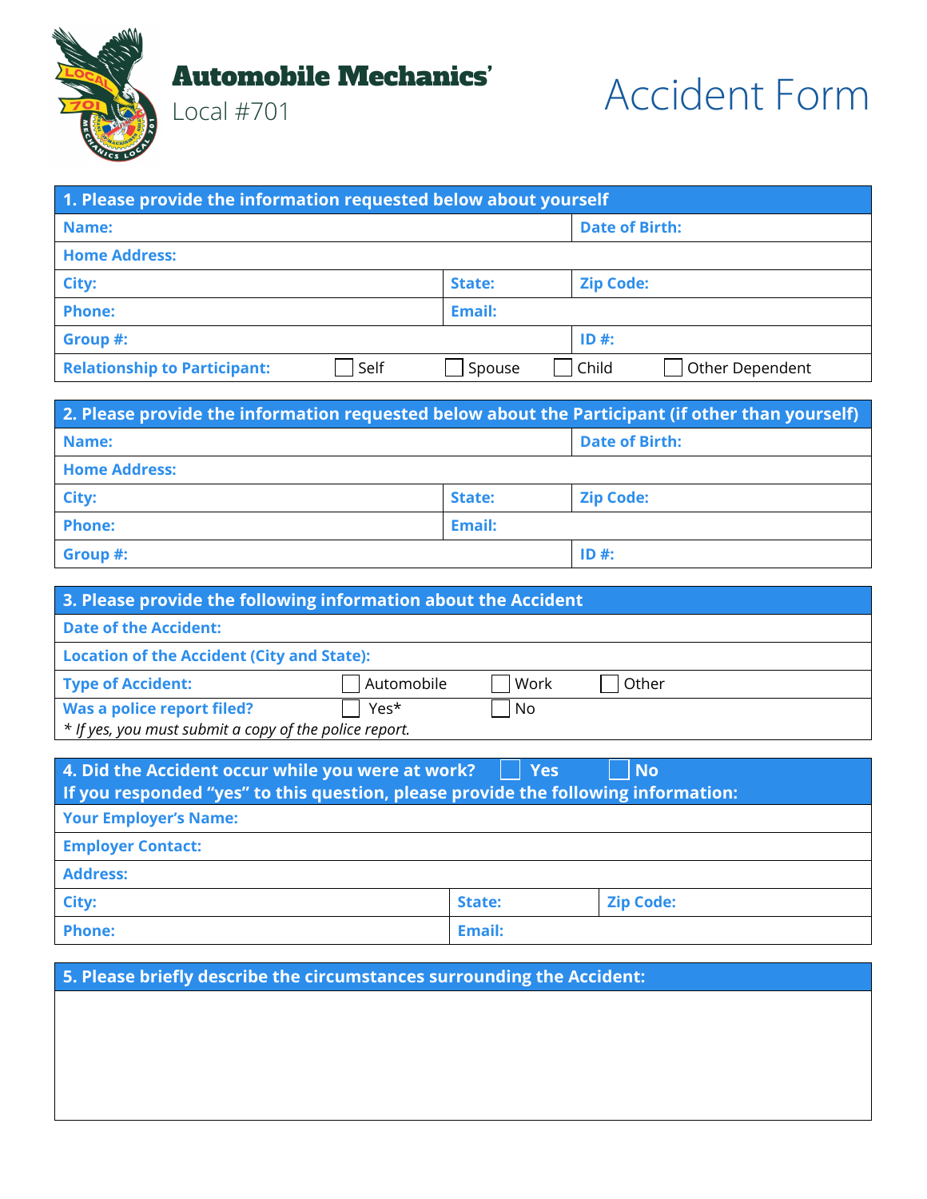# Automobile Mechanics'
Local #701

# Accident Form

| 1. Please provide the information requested below about yourself | | |
|---|---|---|
| Name: | | Date of Birth: |
| Home Address: | | |
| City: | State: | Zip Code: |
| Phone: | Email: | |
| Group #: | | ID #: |

Relationship to Participant: ☐ Self ☐ Spouse ☐ Child ☐ Other Dependent

| 2. Please provide the information requested below about the Participant (if other than yourself) | | |
|---|---|---|
| Name: | | Date of Birth: |
| Home Address: | | |
| City: | State: | Zip Code: |
| Phone: | Email: | |
| Group #: | | ID #: |

| 3. Please provide the following information about the Accident |
|---|
| Date of the Accident: |
| Location of the Accident (City and State): |
| Type of Accident: ☐ Automobile ☐ Work ☐ Other |
| Was a police report filed? ☐ Yes* ☐ No |
| *\* If yes, you must submit a copy of the police report.* |

| 4. Did the Accident occur while you were at work? ☐ Yes ☐ No<br>If you responded "yes" to this question, please provide the following information: | | |
|---|---|---|
| Your Employer's Name: | | |
| Employer Contact: | | |
| Address: | | |
| City: | State: | Zip Code: |
| Phone: | Email: | |

| 5. Please briefly describe the circumstances surrounding the Accident: |
|---|
| |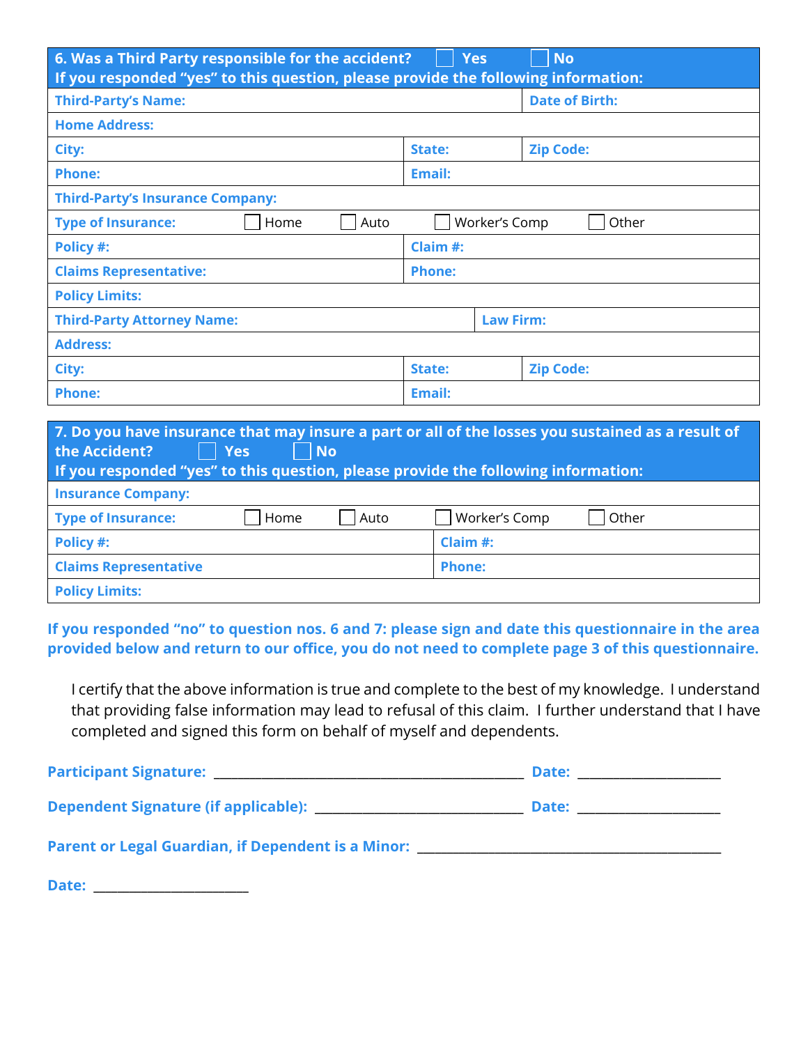| **6. Was a Third Party responsible for the accident?** ☐ Yes ☐ No<br>**If you responded "yes" to this question, please provide the following information:** | | | |
|---|---|---|---|
| **Third-Party's Name:** | | | **Date of Birth:** |
| **Home Address:** | | | |
| **City:** | **State:** | | **Zip Code:** |
| **Phone:** | **Email:** | | |
| **Third-Party's Insurance Company:** | | | |
| **Type of Insurance:** ☐ Home ☐ Auto | ☐ Worker's Comp | ☐ Other | |
| **Policy #:** | **Claim #:** | | |
| **Claims Representative:** | **Phone:** | | |
| **Policy Limits:** | | | |
| **Third-Party Attorney Name:** | | **Law Firm:** | |
| **Address:** | | | |
| **City:** | **State:** | | **Zip Code:** |
| **Phone:** | **Email:** | | |

| **7. Do you have insurance that may insure a part or all of the losses you sustained as a result of the Accident?** ☐ Yes ☐ No<br>**If you responded "yes" to this question, please provide the following information:** | |
|---|---|
| **Insurance Company:** | |
| **Type of Insurance:** ☐ Home ☐ Auto | ☐ Worker's Comp ☐ Other |
| **Policy #:** | **Claim #:** |
| **Claims Representative** | **Phone:** |
| **Policy Limits:** | |

**If you responded "no" to question nos. 6 and 7: please sign and date this questionnaire in the area provided below and return to our office, you do not need to complete page 3 of this questionnaire.**

I certify that the above information is true and complete to the best of my knowledge. I understand that providing false information may lead to refusal of this claim. I further understand that I have completed and signed this form on behalf of myself and dependents.

**Participant Signature:** ______________________________ **Date:** ______________

**Dependent Signature (if applicable):** ____________________ **Date:** ______________

**Parent or Legal Guardian, if Dependent is a Minor:** ______________________________

**Date:** ________________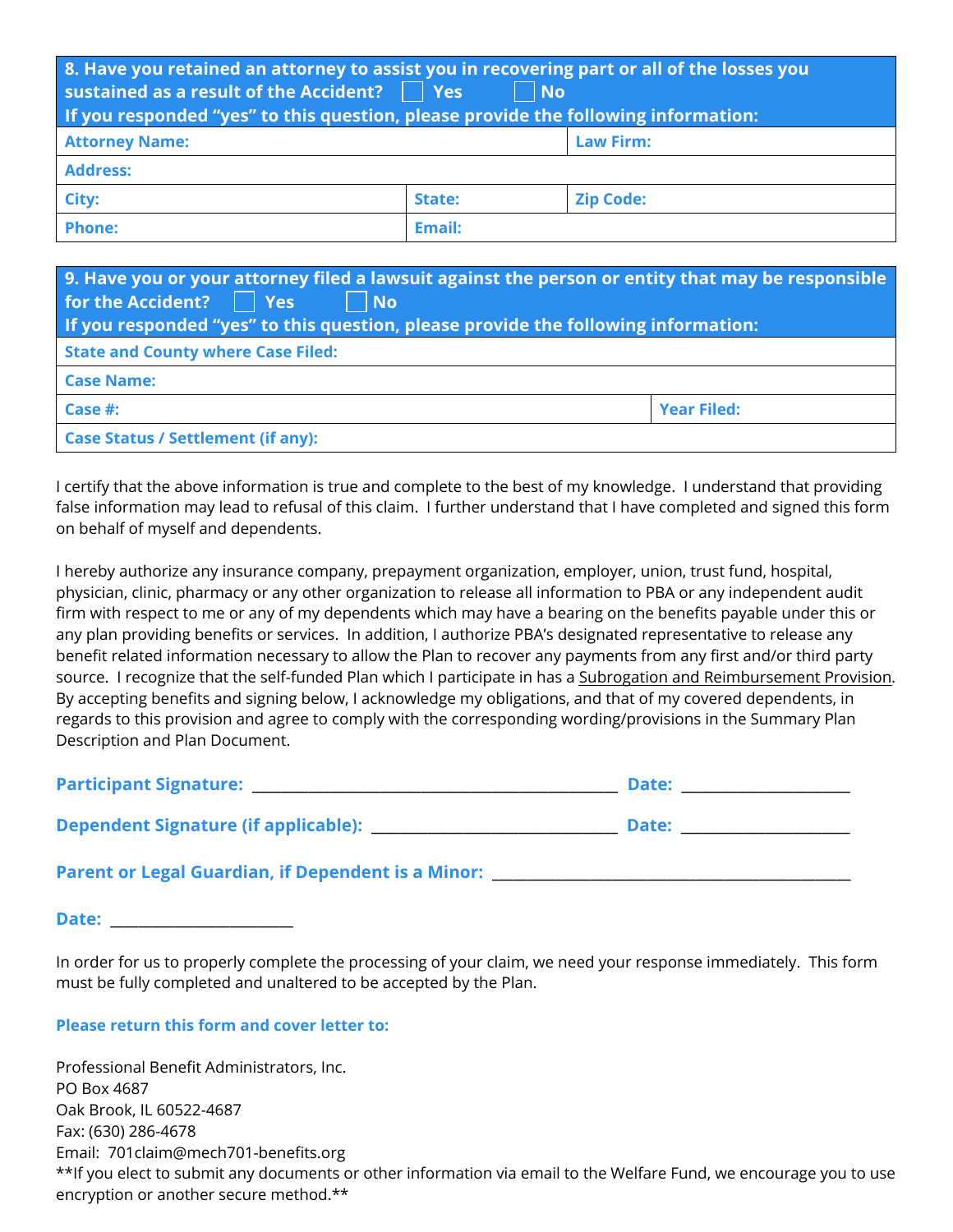| 8. Have you retained an attorney to assist you in recovering part or all of the losses you sustained as a result of the Accident? ☐ Yes ☐ No<br>If you responded “yes” to this question, please provide the following information: | | |
|---|---|---|
| **Attorney Name:** | | **Law Firm:** |
| **Address:** | | |
| **City:** | **State:** | **Zip Code:** |
| **Phone:** | **Email:** | |

| 9. Have you or your attorney filed a lawsuit against the person or entity that may be responsible for the Accident? ☐ Yes ☐ No<br>If you responded “yes” to this question, please provide the following information: | |
|---|---|
| **State and County where Case Filed:** | |
| **Case Name:** | |
| **Case #:** | **Year Filed:** |
| **Case Status / Settlement (if any):** | |

I certify that the above information is true and complete to the best of my knowledge. I understand that providing false information may lead to refusal of this claim. I further understand that I have completed and signed this form on behalf of myself and dependents.

I hereby authorize any insurance company, prepayment organization, employer, union, trust fund, hospital, physician, clinic, pharmacy or any other organization to release all information to PBA or any independent audit firm with respect to me or any of my dependents which may have a bearing on the benefits payable under this or any plan providing benefits or services. In addition, I authorize PBA's designated representative to release any benefit related information necessary to allow the Plan to recover any payments from any first and/or third party source. I recognize that the self-funded Plan which I participate in has a Subrogation and Reimbursement Provision. By accepting benefits and signing below, I acknowledge my obligations, and that of my covered dependents, in regards to this provision and agree to comply with the corresponding wording/provisions in the Summary Plan Description and Plan Document.

**Participant Signature:** ______________________________ **Date:** ______________

**Dependent Signature (if applicable):** ____________________ **Date:** ______________

**Parent or Legal Guardian, if Dependent is a Minor:** ______________________________

**Date:** ________________

In order for us to properly complete the processing of your claim, we need your response immediately. This form must be fully completed and unaltered to be accepted by the Plan.

**Please return this form and cover letter to:**

Professional Benefit Administrators, Inc.
PO Box 4687
Oak Brook, IL 60522-4687
Fax: (630) 286-4678
Email: 701claim@mech701-benefits.org
**If you elect to submit any documents or other information via email to the Welfare Fund, we encourage you to use encryption or another secure method.**